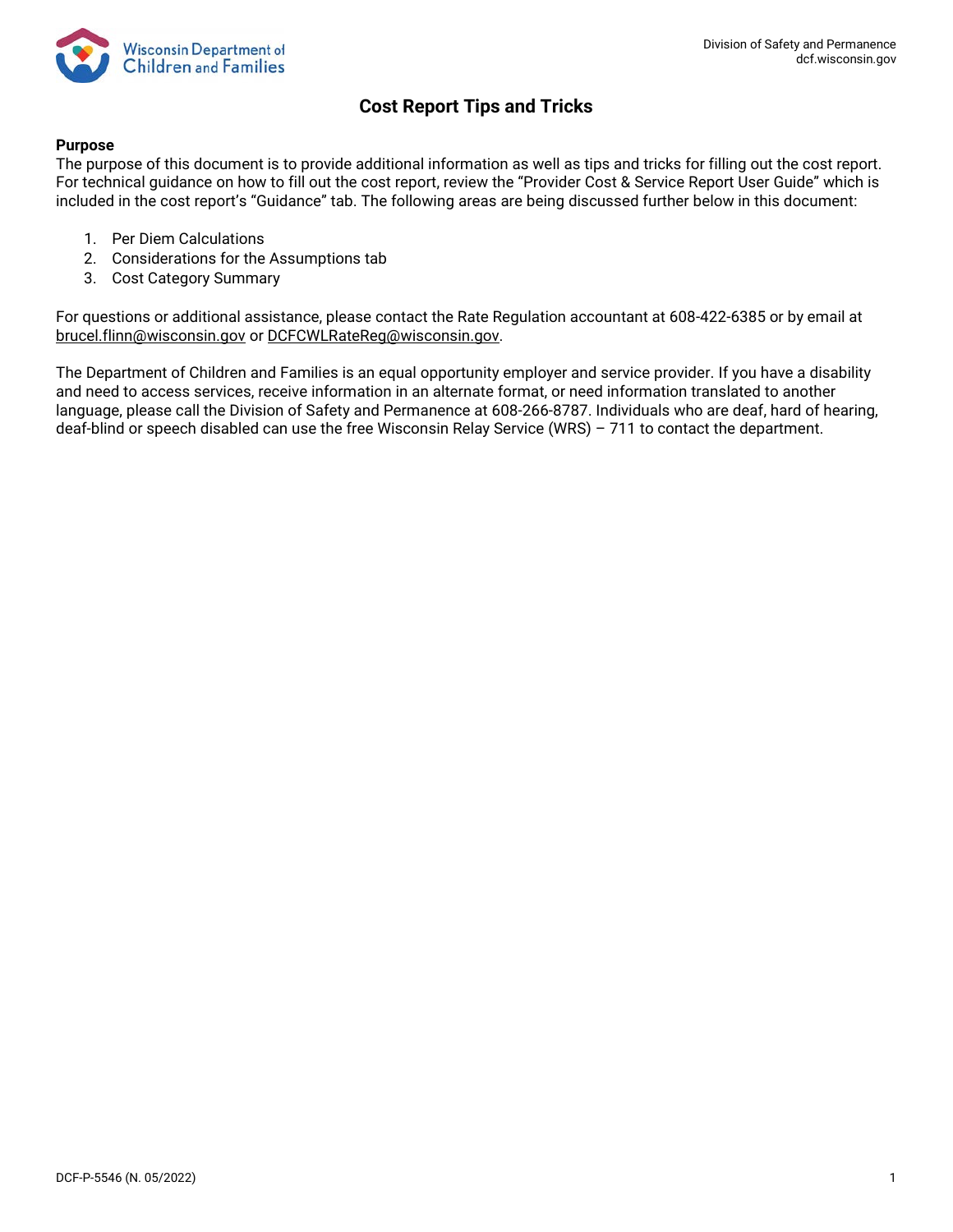Wisconsin Department of Children and Families

Division of Safety and Permanence
dcf.wisconsin.gov

# Cost Report Tips and Tricks

**Purpose**
The purpose of this document is to provide additional information as well as tips and tricks for filling out the cost report. For technical guidance on how to fill out the cost report, review the "Provider Cost & Service Report User Guide" which is included in the cost report's "Guidance" tab. The following areas are being discussed further below in this document:

1. Per Diem Calculations
2. Considerations for the Assumptions tab
3. Cost Category Summary

For questions or additional assistance, please contact the Rate Regulation accountant at 608-422-6385 or by email at brucel.flinn@wisconsin.gov or DCFCWLRateReg@wisconsin.gov.

The Department of Children and Families is an equal opportunity employer and service provider. If you have a disability and need to access services, receive information in an alternate format, or need information translated to another language, please call the Division of Safety and Permanence at 608-266-8787. Individuals who are deaf, hard of hearing, deaf-blind or speech disabled can use the free Wisconsin Relay Service (WRS) – 711 to contact the department.

DCF-P-5546 (N. 05/2022)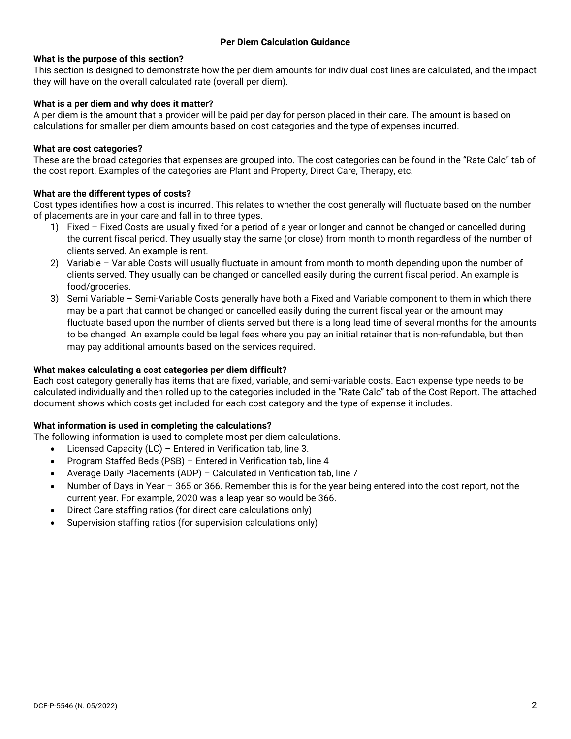## Per Diem Calculation Guidance

**What is the purpose of this section?**

This section is designed to demonstrate how the per diem amounts for individual cost lines are calculated, and the impact they will have on the overall calculated rate (overall per diem).

**What is a per diem and why does it matter?**

A per diem is the amount that a provider will be paid per day for person placed in their care. The amount is based on calculations for smaller per diem amounts based on cost categories and the type of expenses incurred.

**What are cost categories?**

These are the broad categories that expenses are grouped into. The cost categories can be found in the "Rate Calc" tab of the cost report. Examples of the categories are Plant and Property, Direct Care, Therapy, etc.

**What are the different types of costs?**

Cost types identifies how a cost is incurred. This relates to whether the cost generally will fluctuate based on the number of placements are in your care and fall in to three types.

1) Fixed – Fixed Costs are usually fixed for a period of a year or longer and cannot be changed or cancelled during the current fiscal period. They usually stay the same (or close) from month to month regardless of the number of clients served. An example is rent.
2) Variable – Variable Costs will usually fluctuate in amount from month to month depending upon the number of clients served. They usually can be changed or cancelled easily during the current fiscal period. An example is food/groceries.
3) Semi Variable – Semi-Variable Costs generally have both a Fixed and Variable component to them in which there may be a part that cannot be changed or cancelled easily during the current fiscal year or the amount may fluctuate based upon the number of clients served but there is a long lead time of several months for the amounts to be changed. An example could be legal fees where you pay an initial retainer that is non-refundable, but then may pay additional amounts based on the services required.

**What makes calculating a cost categories per diem difficult?**

Each cost category generally has items that are fixed, variable, and semi-variable costs. Each expense type needs to be calculated individually and then rolled up to the categories included in the "Rate Calc" tab of the Cost Report. The attached document shows which costs get included for each cost category and the type of expense it includes.

**What information is used in completing the calculations?**

The following information is used to complete most per diem calculations.

- Licensed Capacity (LC) – Entered in Verification tab, line 3.
- Program Staffed Beds (PSB) – Entered in Verification tab, line 4
- Average Daily Placements (ADP) – Calculated in Verification tab, line 7
- Number of Days in Year – 365 or 366. Remember this is for the year being entered into the cost report, not the current year. For example, 2020 was a leap year so would be 366.
- Direct Care staffing ratios (for direct care calculations only)
- Supervision staffing ratios (for supervision calculations only)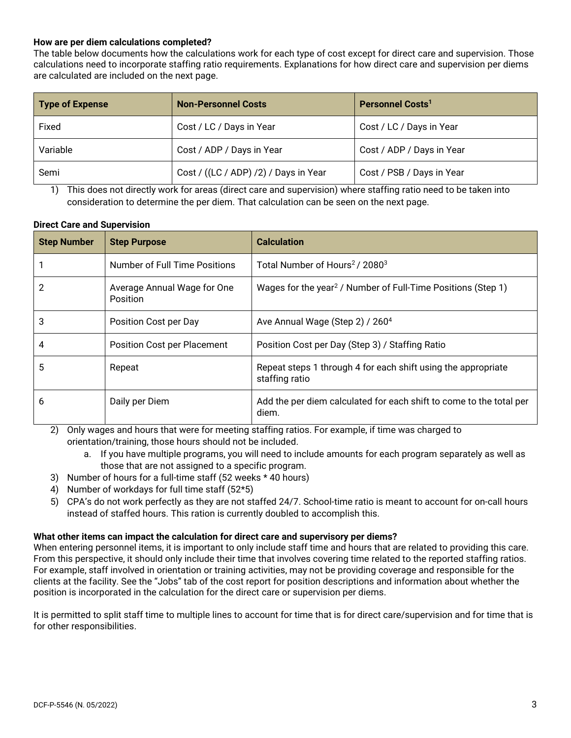**How are per diem calculations completed?**

The table below documents how the calculations work for each type of cost except for direct care and supervision. Those calculations need to incorporate staffing ratio requirements. Explanations for how direct care and supervision per diems are calculated are included on the next page.

| Type of Expense | Non-Personnel Costs | Personnel Costs[1] |
|---|---|---|
| Fixed | Cost / LC / Days in Year | Cost / LC / Days in Year |
| Variable | Cost / ADP / Days in Year | Cost / ADP / Days in Year |
| Semi | Cost / ((LC / ADP) /2) / Days in Year | Cost / PSB / Days in Year |

1) This does not directly work for areas (direct care and supervision) where staffing ratio need to be taken into consideration to determine the per diem. That calculation can be seen on the next page.

**Direct Care and Supervision**

| Step Number | Step Purpose | Calculation |
|---|---|---|
| 1 | Number of Full Time Positions | Total Number of Hours[2] / 2080[3] |
| 2 | Average Annual Wage for One Position | Wages for the year[2] / Number of Full-Time Positions (Step 1) |
| 3 | Position Cost per Day | Ave Annual Wage (Step 2) / 260[4] |
| 4 | Position Cost per Placement | Position Cost per Day (Step 3) / Staffing Ratio |
| 5 | Repeat | Repeat steps 1 through 4 for each shift using the appropriate staffing ratio |
| 6 | Daily per Diem | Add the per diem calculated for each shift to come to the total per diem. |

2) Only wages and hours that were for meeting staffing ratios. For example, if time was charged to orientation/training, those hours should not be included.
    a. If you have multiple programs, you will need to include amounts for each program separately as well as those that are not assigned to a specific program.
3) Number of hours for a full-time staff (52 weeks * 40 hours)
4) Number of workdays for full time staff (52*5)
5) CPA's do not work perfectly as they are not staffed 24/7. School-time ratio is meant to account for on-call hours instead of staffed hours. This ration is currently doubled to accomplish this.

**What other items can impact the calculation for direct care and supervisory per diems?**

When entering personnel items, it is important to only include staff time and hours that are related to providing this care. From this perspective, it should only include their time that involves covering time related to the reported staffing ratios. For example, staff involved in orientation or training activities, may not be providing coverage and responsible for the clients at the facility. See the "Jobs" tab of the cost report for position descriptions and information about whether the position is incorporated in the calculation for the direct care or supervision per diems.

It is permitted to split staff time to multiple lines to account for time that is for direct care/supervision and for time that is for other responsibilities.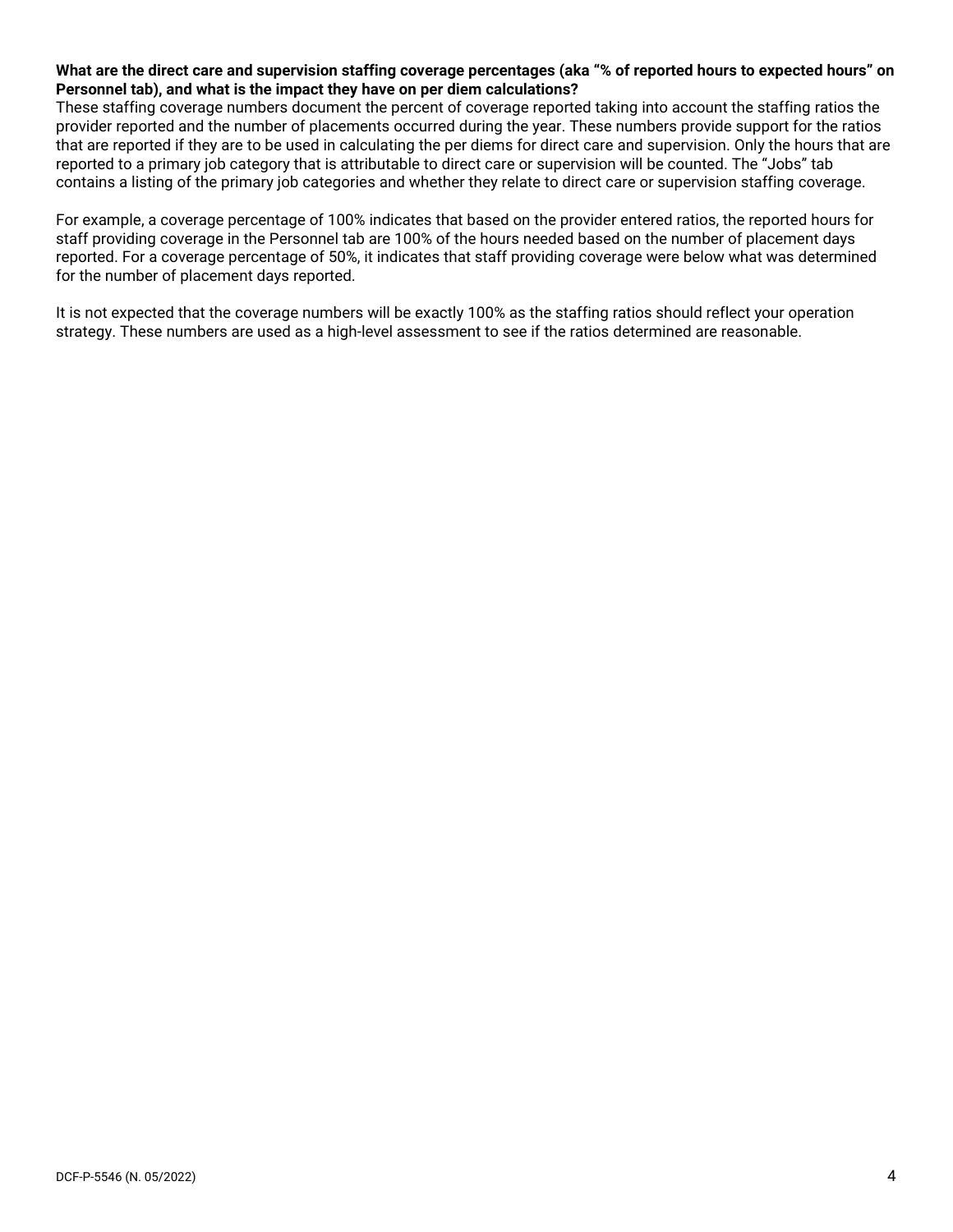**What are the direct care and supervision staffing coverage percentages (aka "% of reported hours to expected hours" on Personnel tab), and what is the impact they have on per diem calculations?**

These staffing coverage numbers document the percent of coverage reported taking into account the staffing ratios the provider reported and the number of placements occurred during the year. These numbers provide support for the ratios that are reported if they are to be used in calculating the per diems for direct care and supervision. Only the hours that are reported to a primary job category that is attributable to direct care or supervision will be counted. The "Jobs" tab contains a listing of the primary job categories and whether they relate to direct care or supervision staffing coverage.

For example, a coverage percentage of 100% indicates that based on the provider entered ratios, the reported hours for staff providing coverage in the Personnel tab are 100% of the hours needed based on the number of placement days reported. For a coverage percentage of 50%, it indicates that staff providing coverage were below what was determined for the number of placement days reported.

It is not expected that the coverage numbers will be exactly 100% as the staffing ratios should reflect your operation strategy. These numbers are used as a high-level assessment to see if the ratios determined are reasonable.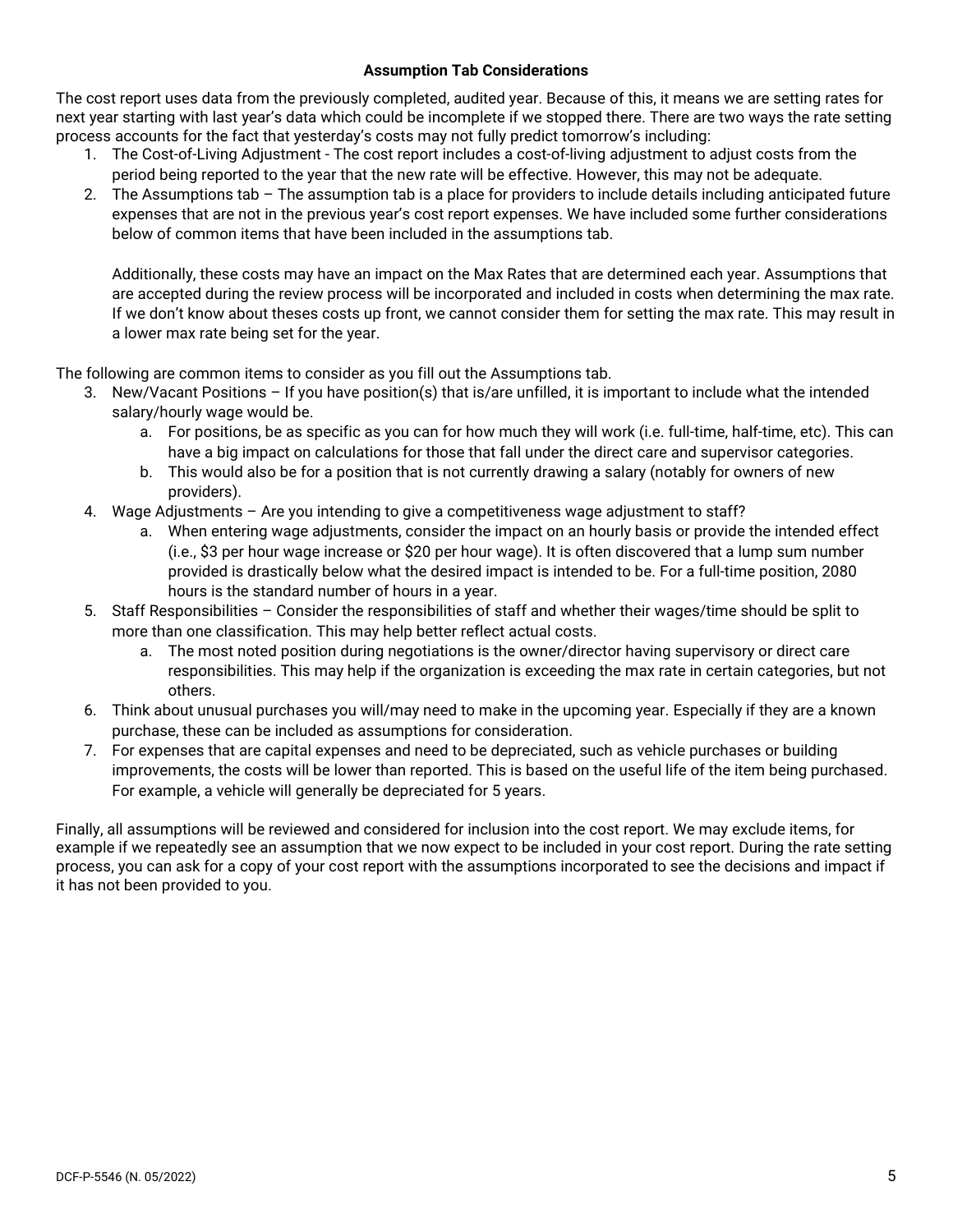**Assumption Tab Considerations**

The cost report uses data from the previously completed, audited year. Because of this, it means we are setting rates for next year starting with last year's data which could be incomplete if we stopped there. There are two ways the rate setting process accounts for the fact that yesterday's costs may not fully predict tomorrow's including:

1. The Cost-of-Living Adjustment - The cost report includes a cost-of-living adjustment to adjust costs from the period being reported to the year that the new rate will be effective. However, this may not be adequate.
2. The Assumptions tab – The assumption tab is a place for providers to include details including anticipated future expenses that are not in the previous year's cost report expenses. We have included some further considerations below of common items that have been included in the assumptions tab.

   Additionally, these costs may have an impact on the Max Rates that are determined each year. Assumptions that are accepted during the review process will be incorporated and included in costs when determining the max rate. If we don't know about theses costs up front, we cannot consider them for setting the max rate. This may result in a lower max rate being set for the year.

The following are common items to consider as you fill out the Assumptions tab.

3. New/Vacant Positions – If you have position(s) that is/are unfilled, it is important to include what the intended salary/hourly wage would be.
   a. For positions, be as specific as you can for how much they will work (i.e. full-time, half-time, etc). This can have a big impact on calculations for those that fall under the direct care and supervisor categories.
   b. This would also be for a position that is not currently drawing a salary (notably for owners of new providers).
4. Wage Adjustments – Are you intending to give a competitiveness wage adjustment to staff?
   a. When entering wage adjustments, consider the impact on an hourly basis or provide the intended effect (i.e., $3 per hour wage increase or $20 per hour wage). It is often discovered that a lump sum number provided is drastically below what the desired impact is intended to be. For a full-time position, 2080 hours is the standard number of hours in a year.
5. Staff Responsibilities – Consider the responsibilities of staff and whether their wages/time should be split to more than one classification. This may help better reflect actual costs.
   a. The most noted position during negotiations is the owner/director having supervisory or direct care responsibilities. This may help if the organization is exceeding the max rate in certain categories, but not others.
6. Think about unusual purchases you will/may need to make in the upcoming year. Especially if they are a known purchase, these can be included as assumptions for consideration.
7. For expenses that are capital expenses and need to be depreciated, such as vehicle purchases or building improvements, the costs will be lower than reported. This is based on the useful life of the item being purchased. For example, a vehicle will generally be depreciated for 5 years.

Finally, all assumptions will be reviewed and considered for inclusion into the cost report. We may exclude items, for example if we repeatedly see an assumption that we now expect to be included in your cost report. During the rate setting process, you can ask for a copy of your cost report with the assumptions incorporated to see the decisions and impact if it has not been provided to you.

DCF-P-5546 (N. 05/2022)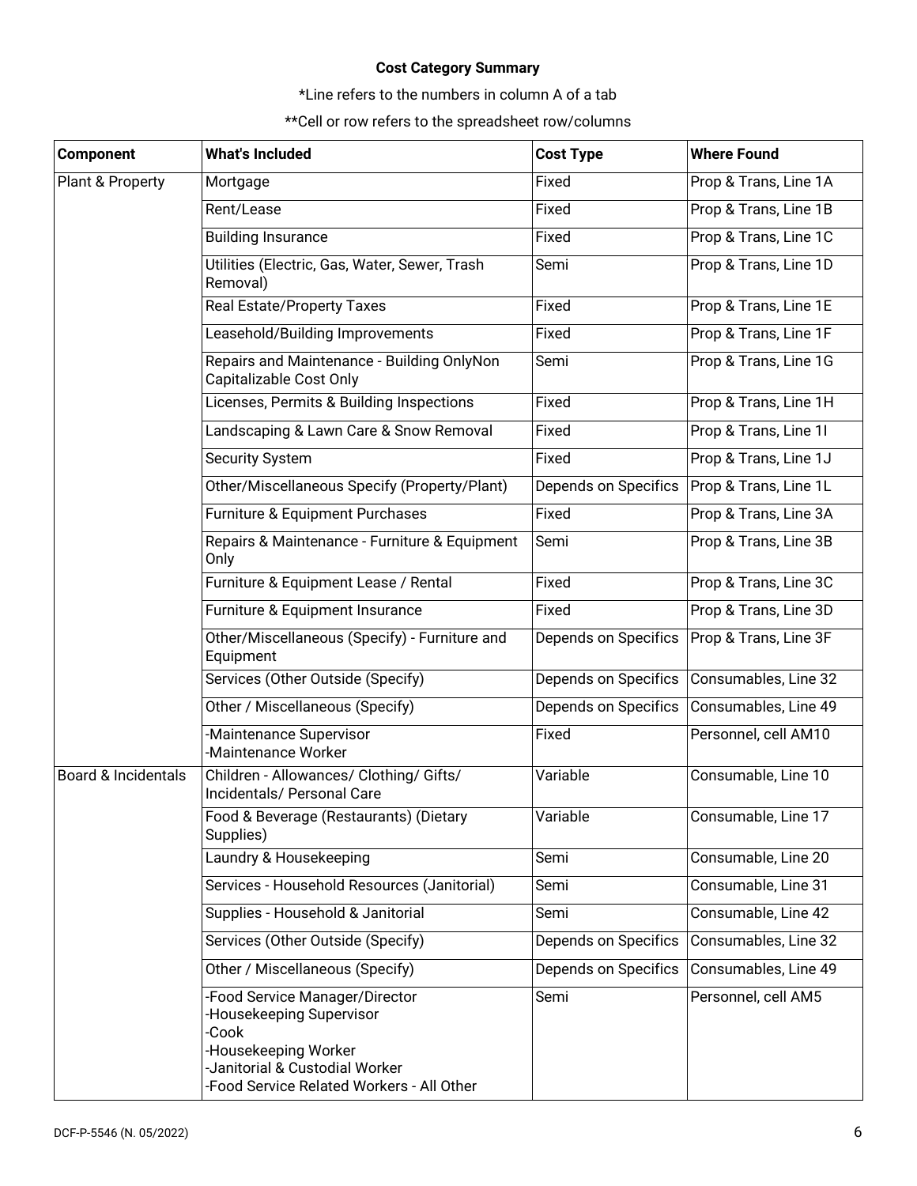**Cost Category Summary**

*Line refers to the numbers in column A of a tab

**Cell or row refers to the spreadsheet row/columns

| Component | What's Included | Cost Type | Where Found |
|---|---|---|---|
| Plant & Property | Mortgage | Fixed | Prop & Trans, Line 1A |
| | Rent/Lease | Fixed | Prop & Trans, Line 1B |
| | Building Insurance | Fixed | Prop & Trans, Line 1C |
| | Utilities (Electric, Gas, Water, Sewer, Trash Removal) | Semi | Prop & Trans, Line 1D |
| | Real Estate/Property Taxes | Fixed | Prop & Trans, Line 1E |
| | Leasehold/Building Improvements | Fixed | Prop & Trans, Line 1F |
| | Repairs and Maintenance - Building OnlyNon Capitalizable Cost Only | Semi | Prop & Trans, Line 1G |
| | Licenses, Permits & Building Inspections | Fixed | Prop & Trans, Line 1H |
| | Landscaping & Lawn Care & Snow Removal | Fixed | Prop & Trans, Line 1I |
| | Security System | Fixed | Prop & Trans, Line 1J |
| | Other/Miscellaneous Specify (Property/Plant) | Depends on Specifics | Prop & Trans, Line 1L |
| | Furniture & Equipment Purchases | Fixed | Prop & Trans, Line 3A |
| | Repairs & Maintenance - Furniture & Equipment Only | Semi | Prop & Trans, Line 3B |
| | Furniture & Equipment Lease / Rental | Fixed | Prop & Trans, Line 3C |
| | Furniture & Equipment Insurance | Fixed | Prop & Trans, Line 3D |
| | Other/Miscellaneous (Specify) - Furniture and Equipment | Depends on Specifics | Prop & Trans, Line 3F |
| | Services (Other Outside (Specify) | Depends on Specifics | Consumables, Line 32 |
| | Other / Miscellaneous (Specify) | Depends on Specifics | Consumables, Line 49 |
| | -Maintenance Supervisor<br>-Maintenance Worker | Fixed | Personnel, cell AM10 |
| Board & Incidentals | Children - Allowances/ Clothing/ Gifts/ Incidentals/ Personal Care | Variable | Consumable, Line 10 |
| | Food & Beverage (Restaurants) (Dietary Supplies) | Variable | Consumable, Line 17 |
| | Laundry & Housekeeping | Semi | Consumable, Line 20 |
| | Services - Household Resources (Janitorial) | Semi | Consumable, Line 31 |
| | Supplies - Household & Janitorial | Semi | Consumable, Line 42 |
| | Services (Other Outside (Specify) | Depends on Specifics | Consumables, Line 32 |
| | Other / Miscellaneous (Specify) | Depends on Specifics | Consumables, Line 49 |
| | -Food Service Manager/Director<br>-Housekeeping Supervisor<br>-Cook<br>-Housekeeping Worker<br>-Janitorial & Custodial Worker<br>-Food Service Related Workers - All Other | Semi | Personnel, cell AM5 |

DCF-P-5546 (N. 05/2022)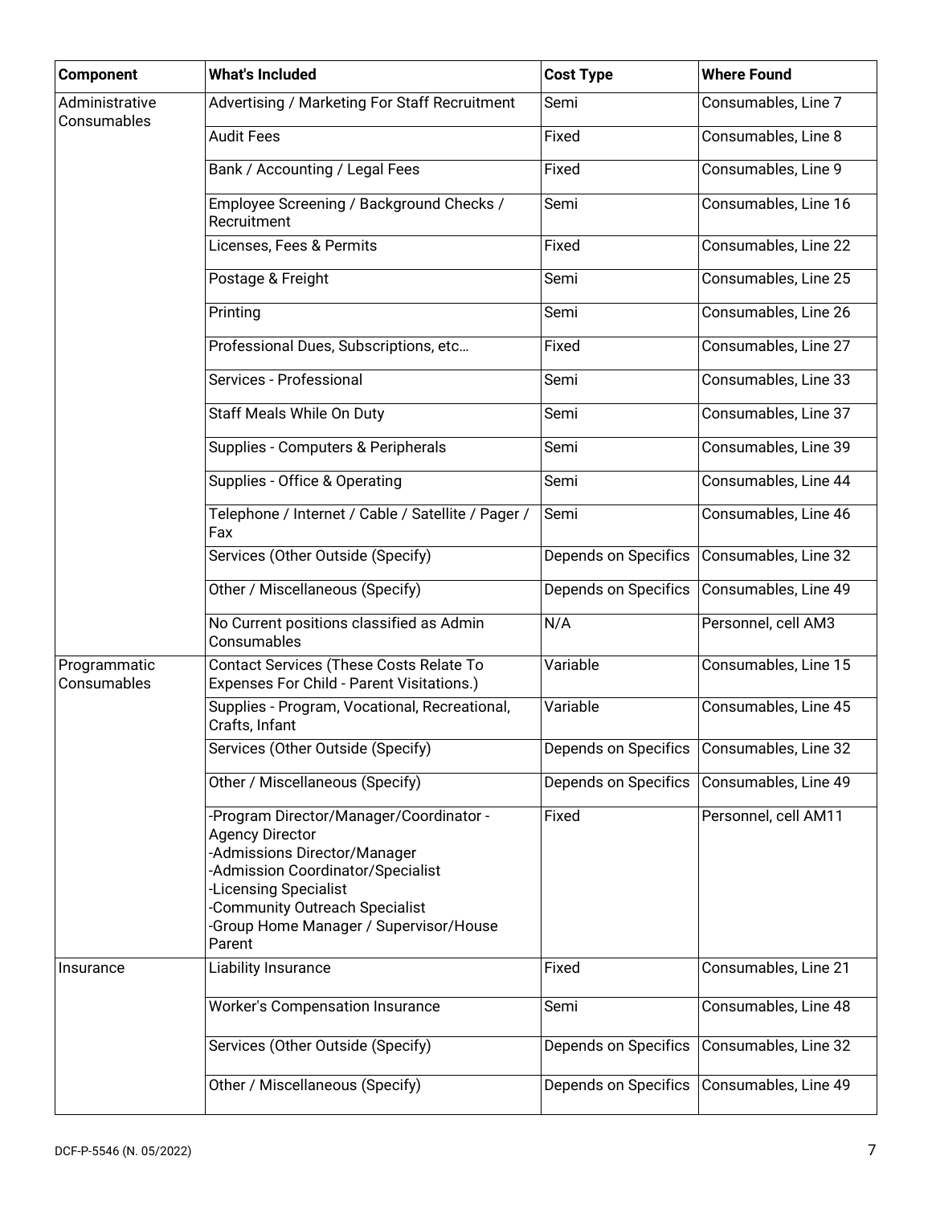| Component | What's Included | Cost Type | Where Found |
|---|---|---|---|
| Administrative Consumables | Advertising / Marketing For Staff Recruitment | Semi | Consumables, Line 7 |
| | Audit Fees | Fixed | Consumables, Line 8 |
| | Bank / Accounting / Legal Fees | Fixed | Consumables, Line 9 |
| | Employee Screening / Background Checks / Recruitment | Semi | Consumables, Line 16 |
| | Licenses, Fees & Permits | Fixed | Consumables, Line 22 |
| | Postage & Freight | Semi | Consumables, Line 25 |
| | Printing | Semi | Consumables, Line 26 |
| | Professional Dues, Subscriptions, etc… | Fixed | Consumables, Line 27 |
| | Services - Professional | Semi | Consumables, Line 33 |
| | Staff Meals While On Duty | Semi | Consumables, Line 37 |
| | Supplies - Computers & Peripherals | Semi | Consumables, Line 39 |
| | Supplies - Office & Operating | Semi | Consumables, Line 44 |
| | Telephone / Internet / Cable / Satellite / Pager / Fax | Semi | Consumables, Line 46 |
| | Services (Other Outside (Specify) | Depends on Specifics | Consumables, Line 32 |
| | Other / Miscellaneous (Specify) | Depends on Specifics | Consumables, Line 49 |
| | No Current positions classified as Admin Consumables | N/A | Personnel, cell AM3 |
| Programmatic Consumables | Contact Services (These Costs Relate To Expenses For Child - Parent Visitations.) | Variable | Consumables, Line 15 |
| | Supplies - Program, Vocational, Recreational, Crafts, Infant | Variable | Consumables, Line 45 |
| | Services (Other Outside (Specify) | Depends on Specifics | Consumables, Line 32 |
| | Other / Miscellaneous (Specify) | Depends on Specifics | Consumables, Line 49 |
| | -Program Director/Manager/Coordinator - Agency Director<br>-Admissions Director/Manager<br>-Admission Coordinator/Specialist<br>-Licensing Specialist<br>-Community Outreach Specialist<br>-Group Home Manager / Supervisor/House Parent | Fixed | Personnel, cell AM11 |
| Insurance | Liability Insurance | Fixed | Consumables, Line 21 |
| | Worker's Compensation Insurance | Semi | Consumables, Line 48 |
| | Services (Other Outside (Specify) | Depends on Specifics | Consumables, Line 32 |
| | Other / Miscellaneous (Specify) | Depends on Specifics | Consumables, Line 49 |

DCF-P-5546 (N. 05/2022)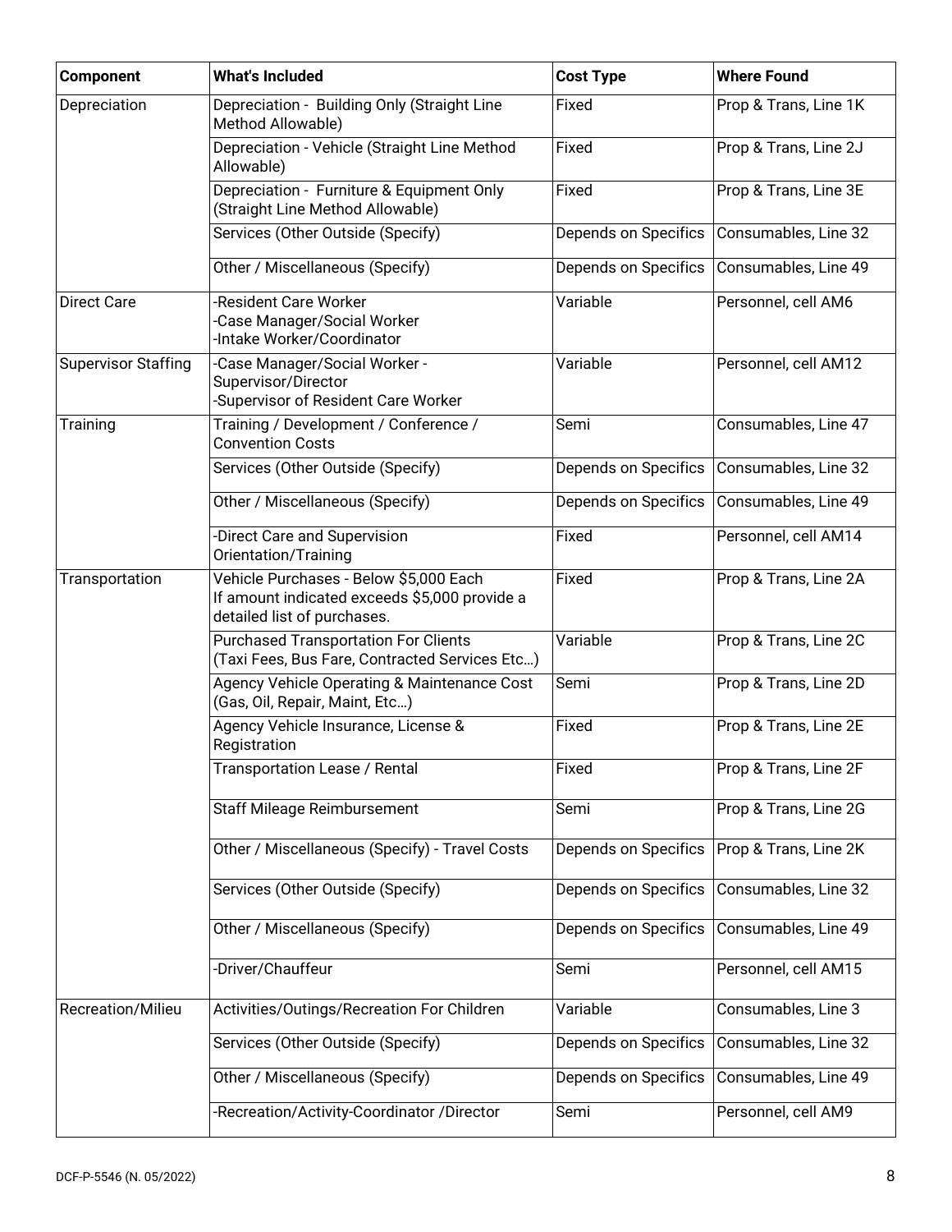| Component | What's Included | Cost Type | Where Found |
|---|---|---|---|
| Depreciation | Depreciation - Building Only (Straight Line Method Allowable) | Fixed | Prop & Trans, Line 1K |
| | Depreciation - Vehicle (Straight Line Method Allowable) | Fixed | Prop & Trans, Line 2J |
| | Depreciation - Furniture & Equipment Only (Straight Line Method Allowable) | Fixed | Prop & Trans, Line 3E |
| | Services (Other Outside (Specify) | Depends on Specifics | Consumables, Line 32 |
| | Other / Miscellaneous (Specify) | Depends on Specifics | Consumables, Line 49 |
| Direct Care | -Resident Care Worker<br>-Case Manager/Social Worker<br>-Intake Worker/Coordinator | Variable | Personnel, cell AM6 |
| Supervisor Staffing | -Case Manager/Social Worker - Supervisor/Director<br>-Supervisor of Resident Care Worker | Variable | Personnel, cell AM12 |
| Training | Training / Development / Conference / Convention Costs | Semi | Consumables, Line 47 |
| | Services (Other Outside (Specify) | Depends on Specifics | Consumables, Line 32 |
| | Other / Miscellaneous (Specify) | Depends on Specifics | Consumables, Line 49 |
| | -Direct Care and Supervision Orientation/Training | Fixed | Personnel, cell AM14 |
| Transportation | Vehicle Purchases - Below $5,000 Each<br>If amount indicated exceeds $5,000 provide a detailed list of purchases. | Fixed | Prop & Trans, Line 2A |
| | Purchased Transportation For Clients (Taxi Fees, Bus Fare, Contracted Services Etc…) | Variable | Prop & Trans, Line 2C |
| | Agency Vehicle Operating & Maintenance Cost (Gas, Oil, Repair, Maint, Etc…) | Semi | Prop & Trans, Line 2D |
| | Agency Vehicle Insurance, License & Registration | Fixed | Prop & Trans, Line 2E |
| | Transportation Lease / Rental | Fixed | Prop & Trans, Line 2F |
| | Staff Mileage Reimbursement | Semi | Prop & Trans, Line 2G |
| | Other / Miscellaneous (Specify) - Travel Costs | Depends on Specifics | Prop & Trans, Line 2K |
| | Services (Other Outside (Specify) | Depends on Specifics | Consumables, Line 32 |
| | Other / Miscellaneous (Specify) | Depends on Specifics | Consumables, Line 49 |
| | -Driver/Chauffeur | Semi | Personnel, cell AM15 |
| Recreation/Milieu | Activities/Outings/Recreation For Children | Variable | Consumables, Line 3 |
| | Services (Other Outside (Specify) | Depends on Specifics | Consumables, Line 32 |
| | Other / Miscellaneous (Specify) | Depends on Specifics | Consumables, Line 49 |
| | -Recreation/Activity-Coordinator /Director | Semi | Personnel, cell AM9 |

DCF-P-5546 (N. 05/2022)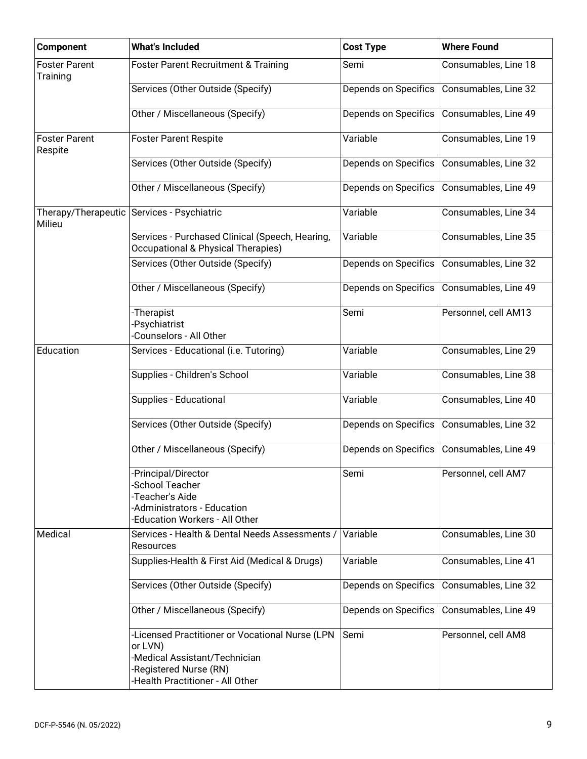| Component | What's Included | Cost Type | Where Found |
| --- | --- | --- | --- |
| Foster Parent Training | Foster Parent Recruitment & Training | Semi | Consumables, Line 18 |
| | Services (Other Outside (Specify) | Depends on Specifics | Consumables, Line 32 |
| | Other / Miscellaneous (Specify) | Depends on Specifics | Consumables, Line 49 |
| Foster Parent Respite | Foster Parent Respite | Variable | Consumables, Line 19 |
| | Services (Other Outside (Specify) | Depends on Specifics | Consumables, Line 32 |
| | Other / Miscellaneous (Specify) | Depends on Specifics | Consumables, Line 49 |
| Therapy/Therapeutic Milieu | Services - Psychiatric | Variable | Consumables, Line 34 |
| | Services - Purchased Clinical (Speech, Hearing, Occupational & Physical Therapies) | Variable | Consumables, Line 35 |
| | Services (Other Outside (Specify) | Depends on Specifics | Consumables, Line 32 |
| | Other / Miscellaneous (Specify) | Depends on Specifics | Consumables, Line 49 |
| | -Therapist<br>-Psychiatrist<br>-Counselors - All Other | Semi | Personnel, cell AM13 |
| Education | Services - Educational (i.e. Tutoring) | Variable | Consumables, Line 29 |
| | Supplies - Children's School | Variable | Consumables, Line 38 |
| | Supplies - Educational | Variable | Consumables, Line 40 |
| | Services (Other Outside (Specify) | Depends on Specifics | Consumables, Line 32 |
| | Other / Miscellaneous (Specify) | Depends on Specifics | Consumables, Line 49 |
| | -Principal/Director<br>-School Teacher<br>-Teacher's Aide<br>-Administrators - Education<br>-Education Workers - All Other | Semi | Personnel, cell AM7 |
| Medical | Services - Health & Dental Needs Assessments / Resources | Variable | Consumables, Line 30 |
| | Supplies-Health & First Aid (Medical & Drugs) | Variable | Consumables, Line 41 |
| | Services (Other Outside (Specify) | Depends on Specifics | Consumables, Line 32 |
| | Other / Miscellaneous (Specify) | Depends on Specifics | Consumables, Line 49 |
| | -Licensed Practitioner or Vocational Nurse (LPN or LVN)<br>-Medical Assistant/Technician<br>-Registered Nurse (RN)<br>-Health Practitioner - All Other | Semi | Personnel, cell AM8 |

DCF-P-5546 (N. 05/2022)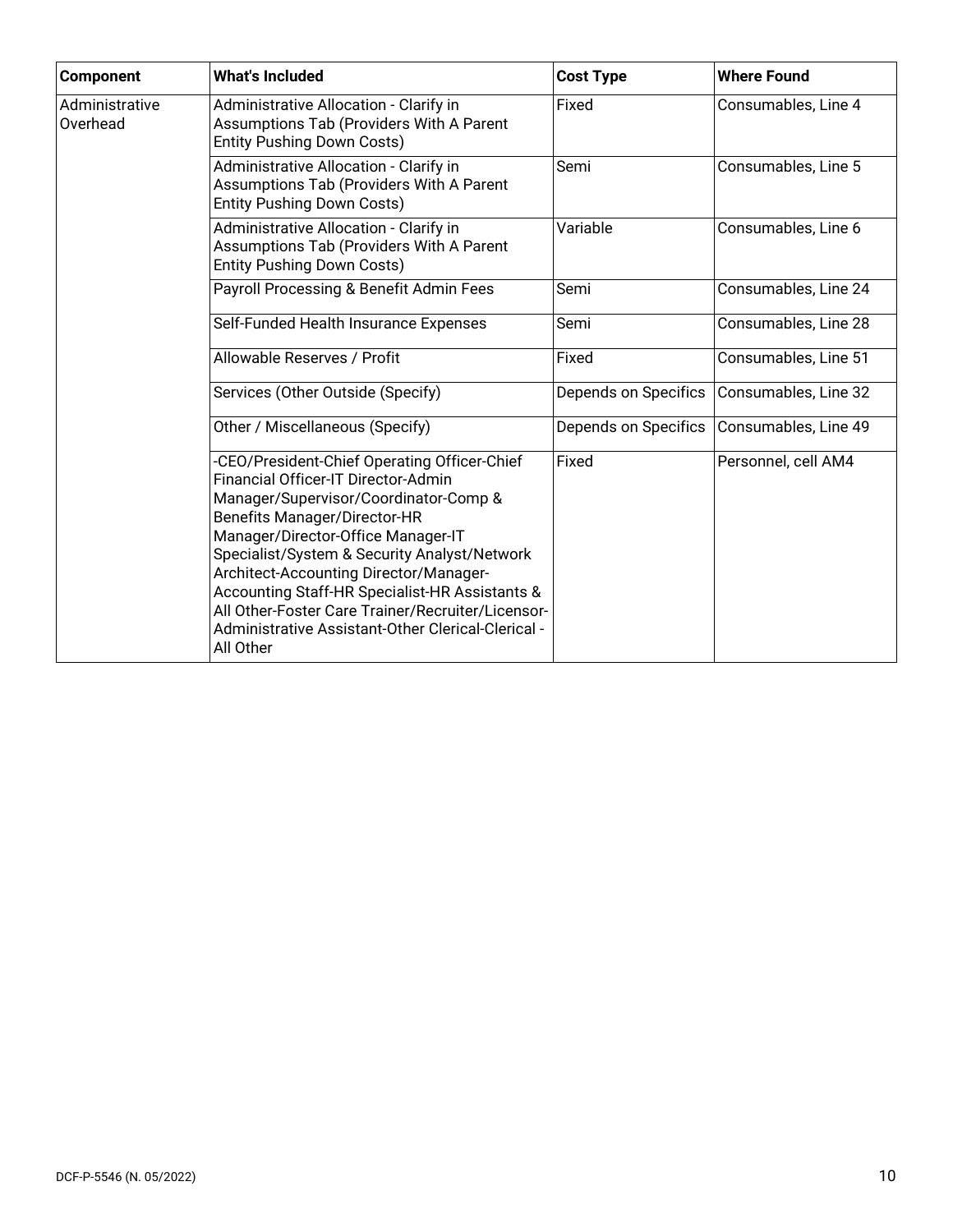| Component | What's Included | Cost Type | Where Found |
|---|---|---|---|
| Administrative Overhead | Administrative Allocation - Clarify in Assumptions Tab (Providers With A Parent Entity Pushing Down Costs) | Fixed | Consumables, Line 4 |
| | Administrative Allocation - Clarify in Assumptions Tab (Providers With A Parent Entity Pushing Down Costs) | Semi | Consumables, Line 5 |
| | Administrative Allocation - Clarify in Assumptions Tab (Providers With A Parent Entity Pushing Down Costs) | Variable | Consumables, Line 6 |
| | Payroll Processing & Benefit Admin Fees | Semi | Consumables, Line 24 |
| | Self-Funded Health Insurance Expenses | Semi | Consumables, Line 28 |
| | Allowable Reserves / Profit | Fixed | Consumables, Line 51 |
| | Services (Other Outside (Specify) | Depends on Specifics | Consumables, Line 32 |
| | Other / Miscellaneous (Specify) | Depends on Specifics | Consumables, Line 49 |
| | -CEO/President-Chief Operating Officer-Chief Financial Officer-IT Director-Admin Manager/Supervisor/Coordinator-Comp & Benefits Manager/Director-HR Manager/Director-Office Manager-IT Specialist/System & Security Analyst/Network Architect-Accounting Director/Manager-Accounting Staff-HR Specialist-HR Assistants & All Other-Foster Care Trainer/Recruiter/Licensor-Administrative Assistant-Other Clerical-Clerical - All Other | Fixed | Personnel, cell AM4 |

DCF-P-5546 (N. 05/2022)